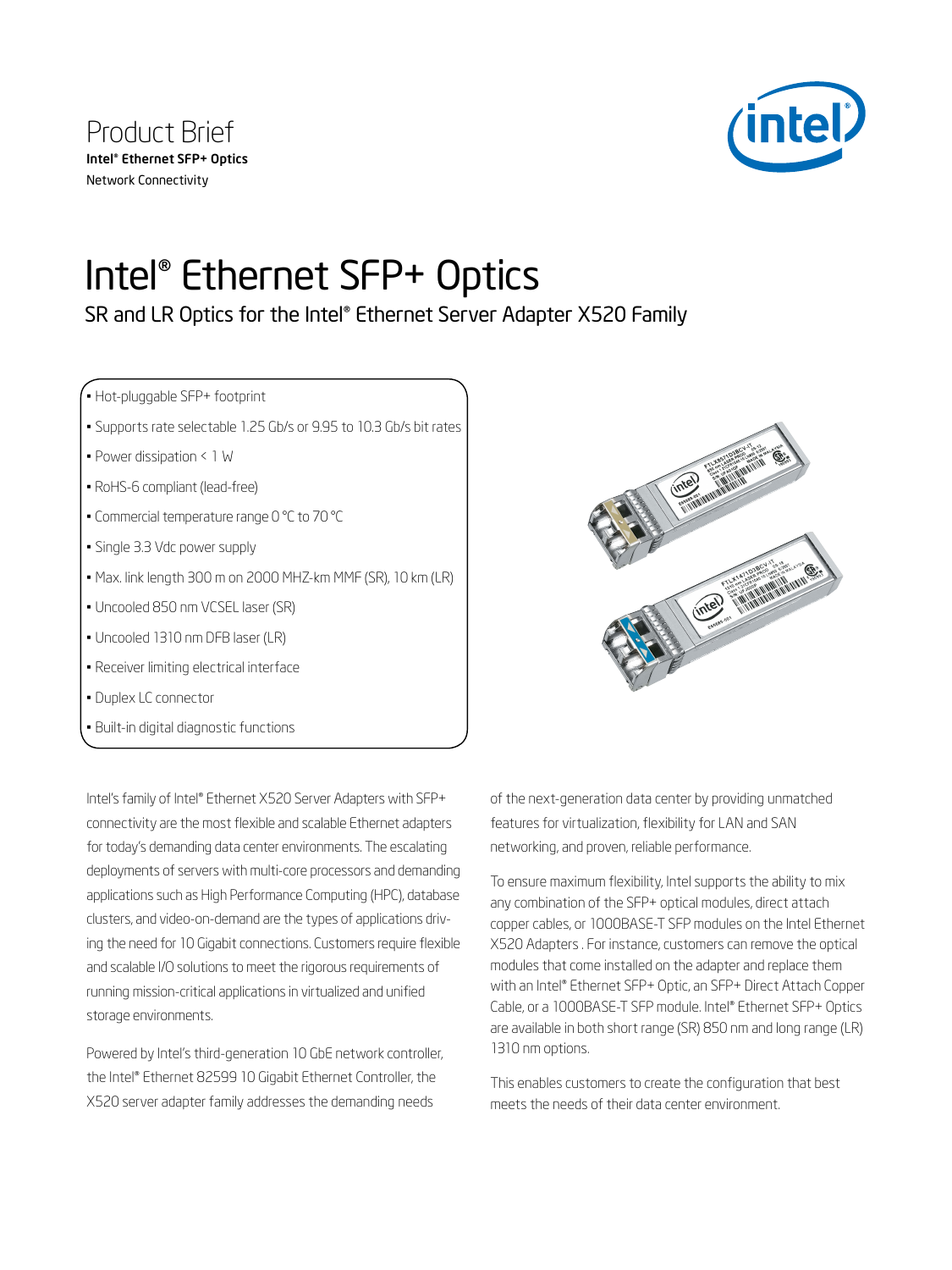Product Brief
**Intel® Ethernet SFP+ Optics**
Network Connectivity

# Intel® Ethernet SFP+ Optics

## SR and LR Optics for the Intel® Ethernet Server Adapter X520 Family

- Hot-pluggable SFP+ footprint
- Supports rate selectable 1.25 Gb/s or 9.95 to 10.3 Gb/s bit rates
- Power dissipation < 1 W
- RoHS-6 compliant (lead-free)
- Commercial temperature range 0 °C to 70 °C
- Single 3.3 Vdc power supply
- Max. link length 300 m on 2000 MHZ-km MMF (SR), 10 km (LR)
- Uncooled 850 nm VCSEL laser (SR)
- Uncooled 1310 nm DFB laser (LR)
- Receiver limiting electrical interface
- Duplex LC connector
- Built-in digital diagnostic functions

Intel's family of Intel® Ethernet X520 Server Adapters with SFP+ connectivity are the most flexible and scalable Ethernet adapters for today's demanding data center environments. The escalating deployments of servers with multi-core processors and demanding applications such as High Performance Computing (HPC), database clusters, and video-on-demand are the types of applications driving the need for 10 Gigabit connections. Customers require flexible and scalable I/O solutions to meet the rigorous requirements of running mission-critical applications in virtualized and unified storage environments.

Powered by Intel's third-generation 10 GbE network controller, the Intel® Ethernet 82599 10 Gigabit Ethernet Controller, the X520 server adapter family addresses the demanding needs of the next-generation data center by providing unmatched features for virtualization, flexibility for LAN and SAN networking, and proven, reliable performance.

To ensure maximum flexibility, Intel supports the ability to mix any combination of the SFP+ optical modules, direct attach copper cables, or 1000BASE-T SFP modules on the Intel Ethernet X520 Adapters . For instance, customers can remove the optical modules that come installed on the adapter and replace them with an Intel® Ethernet SFP+ Optic, an SFP+ Direct Attach Copper Cable, or a 1000BASE-T SFP module. Intel® Ethernet SFP+ Optics are available in both short range (SR) 850 nm and long range (LR) 1310 nm options.

This enables customers to create the configuration that best meets the needs of their data center environment.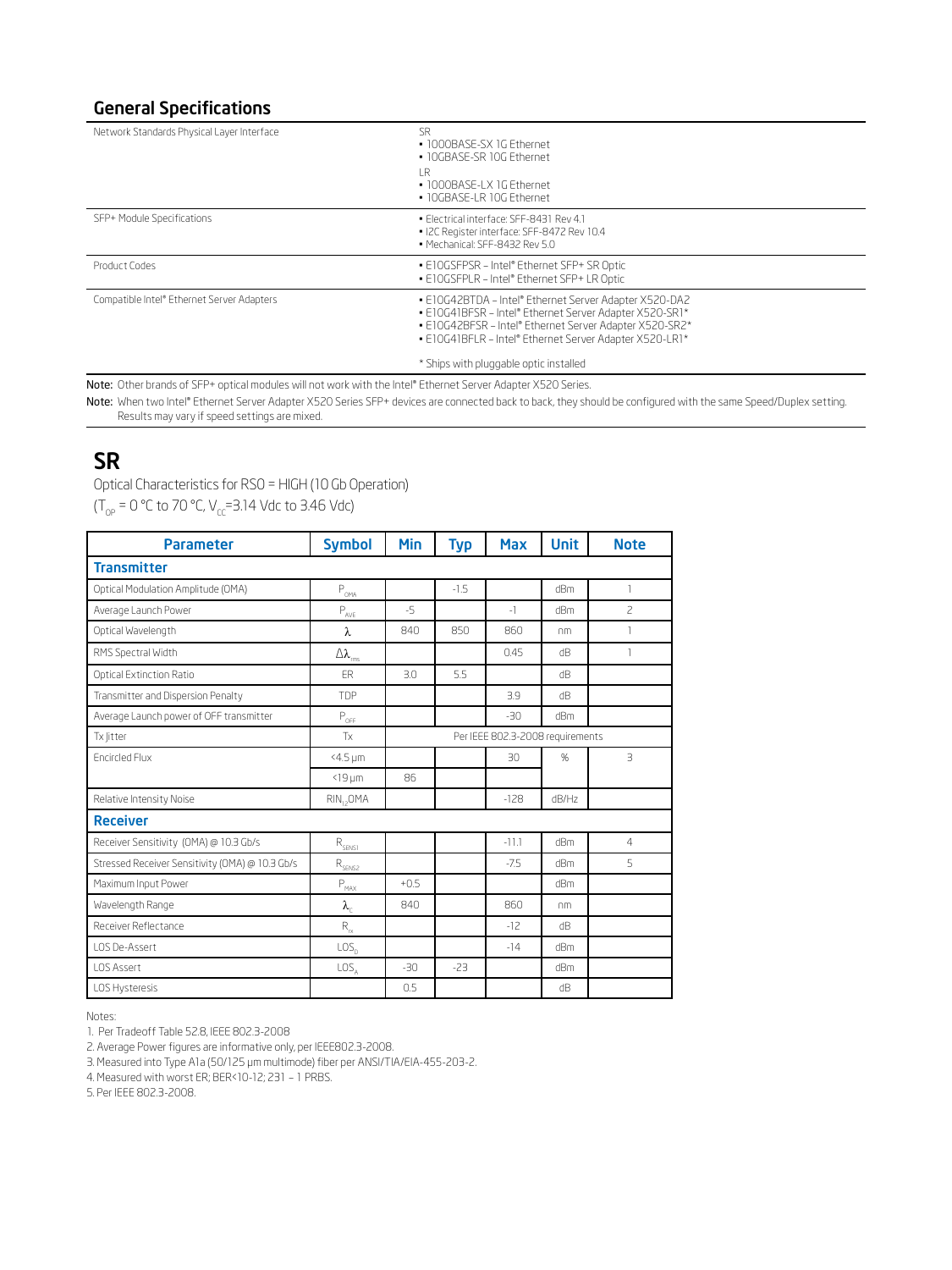## General Specifications

| | |
|---|---|
| Network Standards Physical Layer Interface | SR<br>• 1000BASE-SX 1G Ethernet<br>• 10GBASE-SR 10G Ethernet<br>LR<br>• 1000BASE-LX 1G Ethernet<br>• 10GBASE-LR 10G Ethernet |
| SFP+ Module Specifications | • Electrical interface: SFF-8431 Rev 4.1<br>• I2C Register interface: SFF-8472 Rev 10.4<br>• Mechanical: SFF-8432 Rev 5.0 |
| Product Codes | • E10GSFPSR – Intel® Ethernet SFP+ SR Optic<br>• E10GSFPLR – Intel® Ethernet SFP+ LR Optic |
| Compatible Intel® Ethernet Server Adapters | • E10G42BTDA – Intel® Ethernet Server Adapter X520-DA2<br>• E10G41BFSR – Intel® Ethernet Server Adapter X520-SR1*<br>• E10G42BFSR – Intel® Ethernet Server Adapter X520-SR2*<br>• E10G41BFLR – Intel® Ethernet Server Adapter X520-LR1*<br><br>* Ships with pluggable optic installed |

**Note:** Other brands of SFP+ optical modules will not work with the Intel® Ethernet Server Adapter X520 Series.

**Note:** When two Intel® Ethernet Server Adapter X520 Series SFP+ devices are connected back to back, they should be configured with the same Speed/Duplex setting. Results may vary if speed settings are mixed.

## SR

Optical Characteristics for RS0 = HIGH (10 Gb Operation)

($T_{OP}$ = 0 °C to 70 °C, $V_{CC}$=3.14 Vdc to 3.46 Vdc)

| Parameter | Symbol | Min | Typ | Max | Unit | Note |
|---|---|---|---|---|---|---|
| **Transmitter** | | | | | | |
| Optical Modulation Amplitude (OMA) | $P_{OMA}$ | | -1.5 | | dBm | 1 |
| Average Launch Power | $P_{AVE}$ | -5 | | -1 | dBm | 2 |
| Optical Wavelength | λ | 840 | 850 | 860 | nm | 1 |
| RMS Spectral Width | $\Delta\lambda_{rms}$ | | | 0.45 | dB | 1 |
| Optical Extinction Ratio | ER | 3.0 | 5.5 | | dB | |
| Transmitter and Dispersion Penalty | TDP | | | 3.9 | dB | |
| Average Launch power of OFF transmitter | $P_{OFF}$ | | | -30 | dBm | |
| Tx Jitter | Tx | Per IEEE 802.3-2008 requirements | | | | |
| Encircled Flux | <4.5 µm | | | 30 | % | 3 |
| | <19 µm | 86 | | | | |
| Relative Intensity Noise | $RIN_{12}OMA$ | | | -128 | dB/Hz | |
| **Receiver** | | | | | | |
| Receiver Sensitivity (OMA) @ 10.3 Gb/s | $R_{SENS1}$ | | | -11.1 | dBm | 4 |
| Stressed Receiver Sensitivity (OMA) @ 10.3 Gb/s | $R_{SENS2}$ | | | -7.5 | dBm | 5 |
| Maximum Input Power | $P_{MAX}$ | +0.5 | | | dBm | |
| Wavelength Range | $\lambda_C$ | 840 | | 860 | nm | |
| Receiver Reflectance | $R_{rx}$ | | | -12 | dB | |
| LOS De-Assert | $LOS_D$ | | | -14 | dBm | |
| LOS Assert | $LOS_A$ | -30 | -23 | | dBm | |
| LOS Hysteresis | | 0.5 | | | dB | |

Notes:

1. Per Tradeoff Table 52.8, IEEE 802.3-2008
2. Average Power figures are informative only, per IEEE802.3-2008.
3. Measured into Type A1a (50/125 µm multimode) fiber per ANSI/TIA/EIA-455-203-2.
4. Measured with worst ER; BER<10-12; 231 – 1 PRBS.
5. Per IEEE 802.3-2008.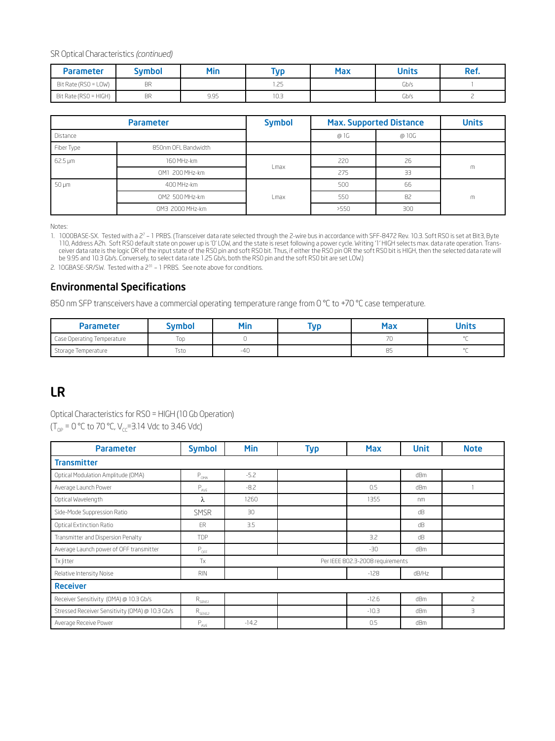SR Optical Characteristics *(continued)*

| Parameter | Symbol | Min | Typ | Max | Units | Ref. |
|---|---|---|---|---|---|---|
| Bit Rate (RS0 = LOW) | BR | | 1.25 | | Gb/s | 1 |
| Bit Rate (RS0 = HIGH) | BR | 9.95 | 10.3 | | Gb/s | 2 |

| Parameter | | Symbol | Max. Supported Distance | | Units |
|---|---|---|---|---|---|
| Distance | | | @ 1G | @ 10G | |
| Fiber Type | 850nm OFL Bandwidth | | | | |
| 62.5 µm | 160 MHz-km | Lmax | 220 | 26 | m |
| | OM1 200 MHz-km | | 275 | 33 | |
| 50 µm | 400 MHz-km | Lmax | 500 | 66 | m |
| | OM2 500 MHz-km | | 550 | 82 | |
| | OM3 2000 MHz-km | | >550 | 300 | |

Notes:

1. 1000BASE-SX. Tested with a $2^7 - 1$ PRBS. (Transceiver data rate selected through the 2-wire bus in accordance with SFF-8472 Rev. 10.3. Soft RS0 is set at Bit3, Byte 110, Address A2h. Soft RS0 default state on power up is '0' LOW, and the state is reset following a power cycle. Writing '1' HIGH selects max. data rate operation. Transceiver data rate is the logic OR of the input state of the RS0 pin and soft RS0 bit. Thus, if either the RS0 pin OR the soft RS0 bit is HIGH, then the selected data rate will be 9.95 and 10.3 Gb/s. Conversely, to select data rate 1.25 Gb/s, both the RS0 pin and the soft RS0 bit are set LOW.)
2. 10GBASE-SR/SW. Tested with a $2^{31} - 1$ PRBS. See note above for conditions.

## Environmental Specifications

850 nm SFP transceivers have a commercial operating temperature range from 0 °C to +70 °C case temperature.

| Parameter | Symbol | Min | Typ | Max | Units |
|---|---|---|---|---|---|
| Case Operating Temperature | Top | 0 | | 70 | °C |
| Storage Temperature | Tsto | -40 | | 85 | °C |

# LR

Optical Characteristics for RS0 = HIGH (10 Gb Operation)
($T_{OP}$ = 0 °C to 70 °C, $V_{CC}$=3.14 Vdc to 3.46 Vdc)

| Parameter | Symbol | Min | Typ | Max | Unit | Note |
|---|---|---|---|---|---|---|
| **Transmitter** | | | | | | |
| Optical Modulation Amplitude (OMA) | $P_{OMA}$ | -5.2 | | | dBm | |
| Average Launch Power | $P_{AVE}$ | -8.2 | | 0.5 | dBm | 1 |
| Optical Wavelength | λ | 1260 | | 1355 | nm | |
| Side-Mode Suppression Ratio | SMSR | 30 | | | dB | |
| Optical Extinction Ratio | ER | 3.5 | | | dB | |
| Transmitter and Dispersion Penalty | TDP | | | 3.2 | dB | |
| Average Launch power of OFF transmitter | $P_{OFF}$ | | | -30 | dBm | |
| Tx Jitter | Tx | Per IEEE 802.3-2008 requirements | | | | |
| Relative Intensity Noise | RIN | | | -128 | dB/Hz | |
| **Receiver** | | | | | | |
| Receiver Sensitivity (OMA) @ 10.3 Gb/s | $R_{SENS1}$ | | | -12.6 | dBm | 2 |
| Stressed Receiver Sensitivity (OMA) @ 10.3 Gb/s | $R_{SENS2}$ | | | -10.3 | dBm | 3 |
| Average Receive Power | $P_{AVE}$ | -14.2 | | 0.5 | dBm | |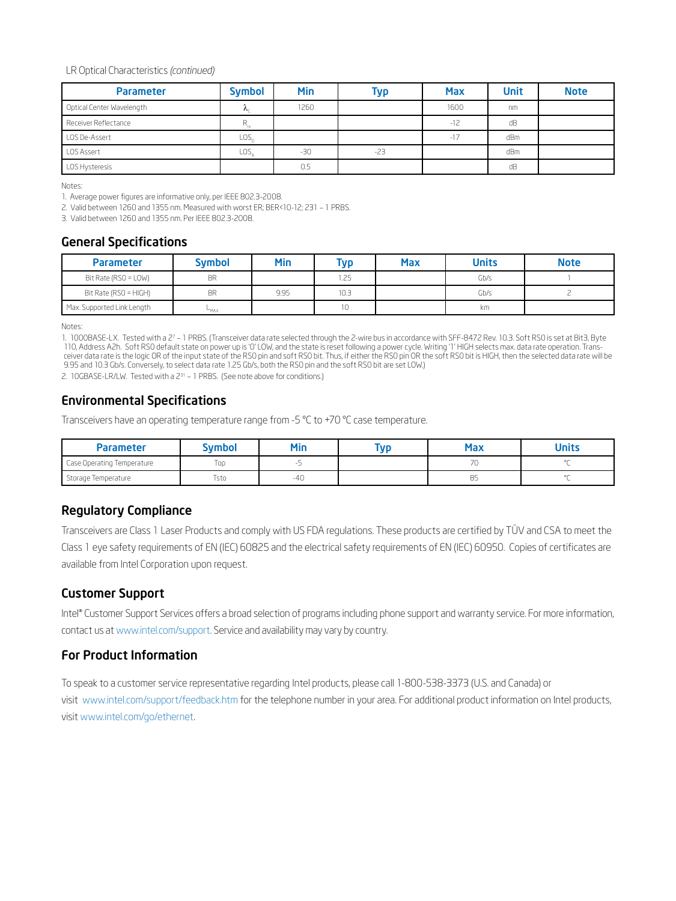LR Optical Characteristics *(continued)*

| Parameter | Symbol | Min | Typ | Max | Unit | Note |
|---|---|---|---|---|---|---|
| Optical Center Wavelength | $\lambda_c$ | 1260 | | 1600 | nm | |
| Receiver Reflectance | $R_{rx}$ | | | -12 | dB | |
| LOS De-Assert | $LOS_D$ | | | -17 | dBm | |
| LOS Assert | $LOS_A$ | -30 | -23 | | dBm | |
| LOS Hysteresis | | 0.5 | | | dB | |

Notes:

1. Average power figures are informative only, per IEEE 802.3-2008.
2. Valid between 1260 and 1355 nm. Measured with worst ER; BER<10-12; 231 – 1 PRBS.
3. Valid between 1260 and 1355 nm. Per IEEE 802.3-2008.

## General Specifications

| Parameter | Symbol | Min | Typ | Max | Units | Note |
|---|---|---|---|---|---|---|
| Bit Rate (RS0 = LOW) | BR | | 1.25 | | Gb/s | 1 |
| Bit Rate (RS0 = HIGH) | BR | 9.95 | 10.3 | | Gb/s | 2 |
| Max. Supported Link Length | $L_{MAX}$ | | 10 | | km | |

Notes:

1. 1000BASE-LX. Tested with a $2^7$ – 1 PRBS. (Transceiver data rate selected through the 2-wire bus in accordance with SFF-8472 Rev. 10.3. Soft RS0 is set at Bit3, Byte 110, Address A2h. Soft RS0 default state on power up is '0' LOW, and the state is reset following a power cycle. Writing '1' HIGH selects max. data rate operation. Transceiver data rate is the logic OR of the input state of the RS0 pin and soft RS0 bit. Thus, if either the RS0 pin OR the soft RS0 bit is HIGH, then the selected data rate will be 9.95 and 10.3 Gb/s. Conversely, to select data rate 1.25 Gb/s, both the RS0 pin and the soft RS0 bit are set LOW.)
2. 10GBASE-LR/LW. Tested with a $2^{31}$ – 1 PRBS. (See note above for conditions.)

## Environmental Specifications

Transceivers have an operating temperature range from -5 °C to +70 °C case temperature.

| Parameter | Symbol | Min | Typ | Max | Units |
|---|---|---|---|---|---|
| Case Operating Temperature | Top | -5 | | 70 | °C |
| Storage Temperature | Tsto | -40 | | 85 | °C |

## Regulatory Compliance

Transceivers are Class 1 Laser Products and comply with US FDA regulations. These products are certified by TÜV and CSA to meet the Class 1 eye safety requirements of EN (IEC) 60825 and the electrical safety requirements of EN (IEC) 60950. Copies of certificates are available from Intel Corporation upon request.

## Customer Support

Intel® Customer Support Services offers a broad selection of programs including phone support and warranty service. For more information, contact us at www.intel.com/support. Service and availability may vary by country.

## For Product Information

To speak to a customer service representative regarding Intel products, please call 1-800-538-3373 (U.S. and Canada) or visit www.intel.com/support/feedback.htm for the telephone number in your area. For additional product information on Intel products, visit www.intel.com/go/ethernet.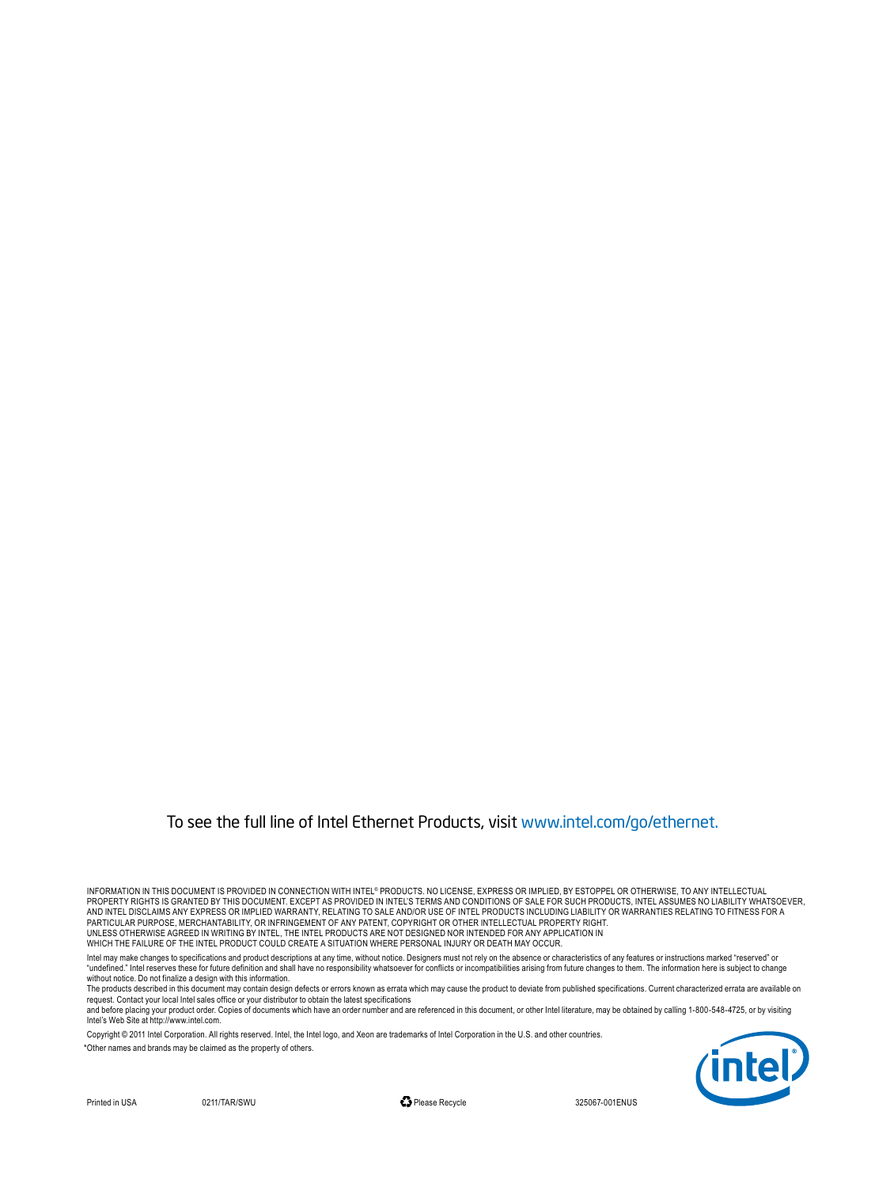To see the full line of Intel Ethernet Products, visit www.intel.com/go/ethernet.

INFORMATION IN THIS DOCUMENT IS PROVIDED IN CONNECTION WITH INTEL® PRODUCTS. NO LICENSE, EXPRESS OR IMPLIED, BY ESTOPPEL OR OTHERWISE, TO ANY INTELLECTUAL PROPERTY RIGHTS IS GRANTED BY THIS DOCUMENT. EXCEPT AS PROVIDED IN INTEL'S TERMS AND CONDITIONS OF SALE FOR SUCH PRODUCTS, INTEL ASSUMES NO LIABILITY WHATSOEVER, AND INTEL DISCLAIMS ANY EXPRESS OR IMPLIED WARRANTY, RELATING TO SALE AND/OR USE OF INTEL PRODUCTS INCLUDING LIABILITY OR WARRANTIES RELATING TO FITNESS FOR A PARTICULAR PURPOSE, MERCHANTABILITY, OR INFRINGEMENT OF ANY PATENT, COPYRIGHT OR OTHER INTELLECTUAL PROPERTY RIGHT.
UNLESS OTHERWISE AGREED IN WRITING BY INTEL, THE INTEL PRODUCTS ARE NOT DESIGNED NOR INTENDED FOR ANY APPLICATION IN WHICH THE FAILURE OF THE INTEL PRODUCT COULD CREATE A SITUATION WHERE PERSONAL INJURY OR DEATH MAY OCCUR.

Intel may make changes to specifications and product descriptions at any time, without notice. Designers must not rely on the absence or characteristics of any features or instructions marked "reserved" or "undefined." Intel reserves these for future definition and shall have no responsibility whatsoever for conflicts or incompatibilities arising from future changes to them. The information here is subject to change without notice. Do not finalize a design with this information.
The products described in this document may contain design defects or errors known as errata which may cause the product to deviate from published specifications. Current characterized errata are available on request. Contact your local Intel sales office or your distributor to obtain the latest specifications
and before placing your product order. Copies of documents which have an order number and are referenced in this document, or other Intel literature, may be obtained by calling 1-800-548-4725, or by visiting Intel's Web Site at http://www.intel.com.

Copyright © 2011 Intel Corporation. All rights reserved. Intel, the Intel logo, and Xeon are trademarks of Intel Corporation in the U.S. and other countries.

*Other names and brands may be claimed as the property of others.

Printed in USA 0211/TAR/SWU Please Recycle 325067-001ENUS